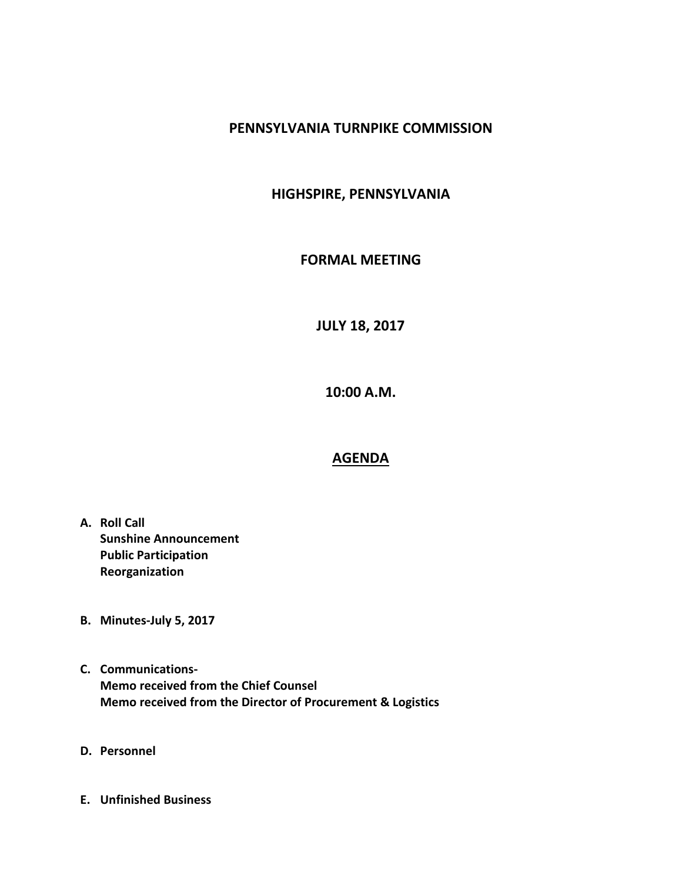# PENNSYLVANIA TURNPIKE COMMISSION

## HIGHSPIRE, PENNSYLVANIA

## FORMAL MEETING

## JULY 18, 2017

## 10:00 A.M.

## AGENDA

A. **Roll Call**
   **Sunshine Announcement**
   **Public Participation**
   **Reorganization**

B. **Minutes-July 5, 2017**

C. **Communications-**
   **Memo received from the Chief Counsel**
   **Memo received from the Director of Procurement & Logistics**

D. **Personnel**

E. **Unfinished Business**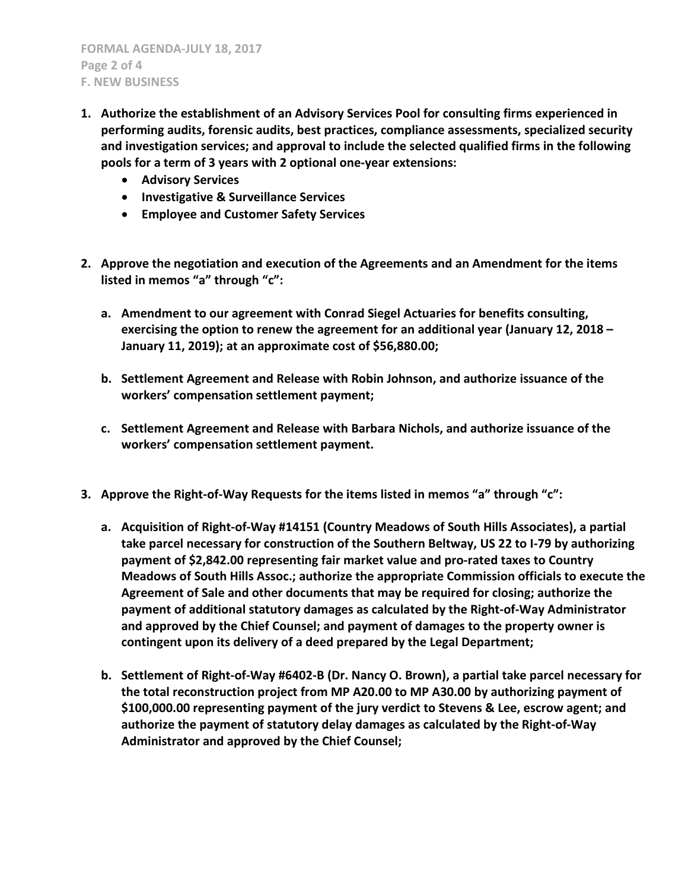## F. NEW BUSINESS

1. **Authorize the establishment of an Advisory Services Pool for consulting firms experienced in performing audits, forensic audits, best practices, compliance assessments, specialized security and investigation services; and approval to include the selected qualified firms in the following pools for a term of 3 years with 2 optional one-year extensions:**
   - **Advisory Services**
   - **Investigative & Surveillance Services**
   - **Employee and Customer Safety Services**

2. **Approve the negotiation and execution of the Agreements and an Amendment for the items listed in memos "a" through "c":**

   a. **Amendment to our agreement with Conrad Siegel Actuaries for benefits consulting, exercising the option to renew the agreement for an additional year (January 12, 2018 – January 11, 2019); at an approximate cost of $56,880.00;**

   b. **Settlement Agreement and Release with Robin Johnson, and authorize issuance of the workers' compensation settlement payment;**

   c. **Settlement Agreement and Release with Barbara Nichols, and authorize issuance of the workers' compensation settlement payment.**

3. **Approve the Right-of-Way Requests for the items listed in memos "a" through "c":**

   a. **Acquisition of Right-of-Way #14151 (Country Meadows of South Hills Associates), a partial take parcel necessary for construction of the Southern Beltway, US 22 to I-79 by authorizing payment of $2,842.00 representing fair market value and pro-rated taxes to Country Meadows of South Hills Assoc.; authorize the appropriate Commission officials to execute the Agreement of Sale and other documents that may be required for closing; authorize the payment of additional statutory damages as calculated by the Right-of-Way Administrator and approved by the Chief Counsel; and payment of damages to the property owner is contingent upon its delivery of a deed prepared by the Legal Department;**

   b. **Settlement of Right-of-Way #6402-B (Dr. Nancy O. Brown), a partial take parcel necessary for the total reconstruction project from MP A20.00 to MP A30.00 by authorizing payment of $100,000.00 representing payment of the jury verdict to Stevens & Lee, escrow agent; and authorize the payment of statutory delay damages as calculated by the Right-of-Way Administrator and approved by the Chief Counsel;**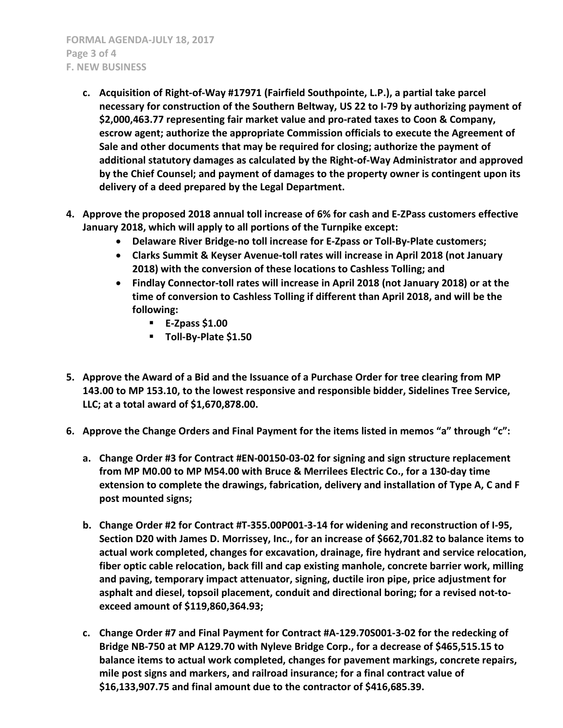**c. Acquisition of Right-of-Way #17971 (Fairfield Southpointe, L.P.), a partial take parcel necessary for construction of the Southern Beltway, US 22 to I-79 by authorizing payment of $2,000,463.77 representing fair market value and pro-rated taxes to Coon & Company, escrow agent; authorize the appropriate Commission officials to execute the Agreement of Sale and other documents that may be required for closing; authorize the payment of additional statutory damages as calculated by the Right-of-Way Administrator and approved by the Chief Counsel; and payment of damages to the property owner is contingent upon its delivery of a deed prepared by the Legal Department.**

**4. Approve the proposed 2018 annual toll increase of 6% for cash and E-ZPass customers effective January 2018, which will apply to all portions of the Turnpike except:**

- **Delaware River Bridge-no toll increase for E-Zpass or Toll-By-Plate customers;**
- **Clarks Summit & Keyser Avenue-toll rates will increase in April 2018 (not January 2018) with the conversion of these locations to Cashless Tolling; and**
- **Findlay Connector-toll rates will increase in April 2018 (not January 2018) or at the time of conversion to Cashless Tolling if different than April 2018, and will be the following:**
  - **E-Zpass $1.00**
  - **Toll-By-Plate $1.50**

**5. Approve the Award of a Bid and the Issuance of a Purchase Order for tree clearing from MP 143.00 to MP 153.10, to the lowest responsive and responsible bidder, Sidelines Tree Service, LLC; at a total award of $1,670,878.00.**

**6. Approve the Change Orders and Final Payment for the items listed in memos "a" through "c":**

**a. Change Order #3 for Contract #EN-00150-03-02 for signing and sign structure replacement from MP M0.00 to MP M54.00 with Bruce & Merrilees Electric Co., for a 130-day time extension to complete the drawings, fabrication, delivery and installation of Type A, C and F post mounted signs;**

**b. Change Order #2 for Contract #T-355.00P001-3-14 for widening and reconstruction of I-95, Section D20 with James D. Morrissey, Inc., for an increase of $662,701.82 to balance items to actual work completed, changes for excavation, drainage, fire hydrant and service relocation, fiber optic cable relocation, back fill and cap existing manhole, concrete barrier work, milling and paving, temporary impact attenuator, signing, ductile iron pipe, price adjustment for asphalt and diesel, topsoil placement, conduit and directional boring; for a revised not-to-exceed amount of $119,860,364.93;**

**c. Change Order #7 and Final Payment for Contract #A-129.70S001-3-02 for the redecking of Bridge NB-750 at MP A129.70 with Nyleve Bridge Corp., for a decrease of $465,515.15 to balance items to actual work completed, changes for pavement markings, concrete repairs, mile post signs and markers, and railroad insurance; for a final contract value of $16,133,907.75 and final amount due to the contractor of $416,685.39.**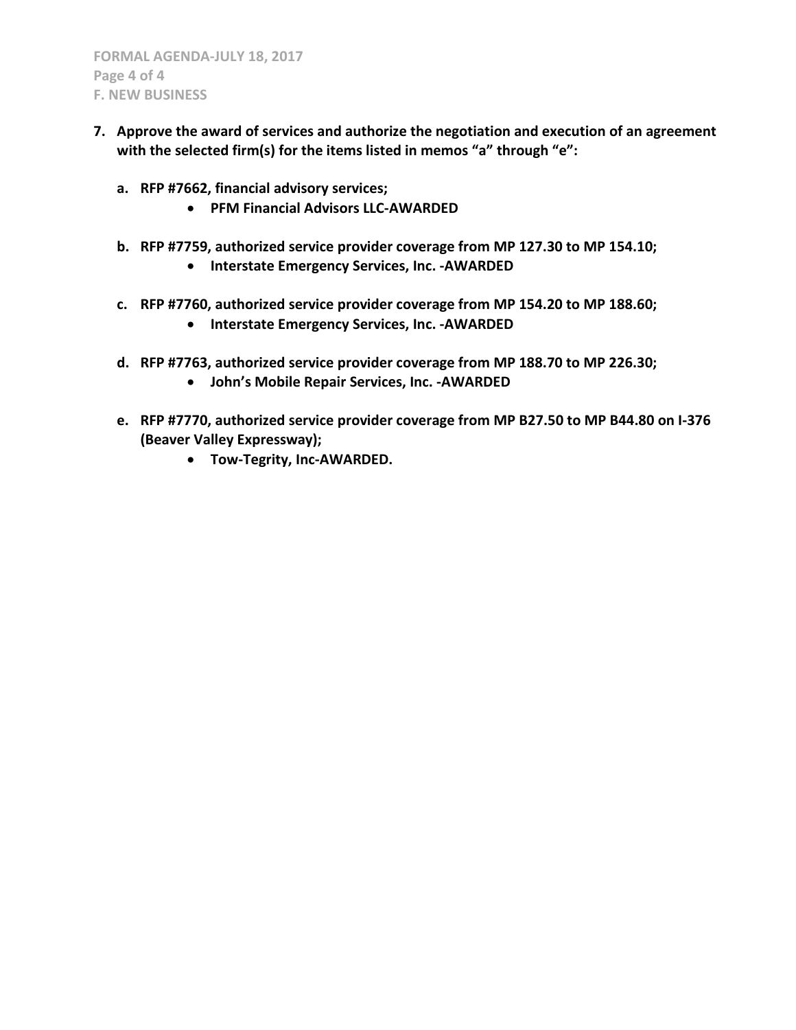7. **Approve the award of services and authorize the negotiation and execution of an agreement with the selected firm(s) for the items listed in memos "a" through "e":**

   a. **RFP #7662, financial advisory services;**
      - **PFM Financial Advisors LLC-AWARDED**

   b. **RFP #7759, authorized service provider coverage from MP 127.30 to MP 154.10;**
      - **Interstate Emergency Services, Inc. -AWARDED**

   c. **RFP #7760, authorized service provider coverage from MP 154.20 to MP 188.60;**
      - **Interstate Emergency Services, Inc. -AWARDED**

   d. **RFP #7763, authorized service provider coverage from MP 188.70 to MP 226.30;**
      - **John's Mobile Repair Services, Inc. -AWARDED**

   e. **RFP #7770, authorized service provider coverage from MP B27.50 to MP B44.80 on I-376 (Beaver Valley Expressway);**
      - **Tow-Tegrity, Inc-AWARDED.**